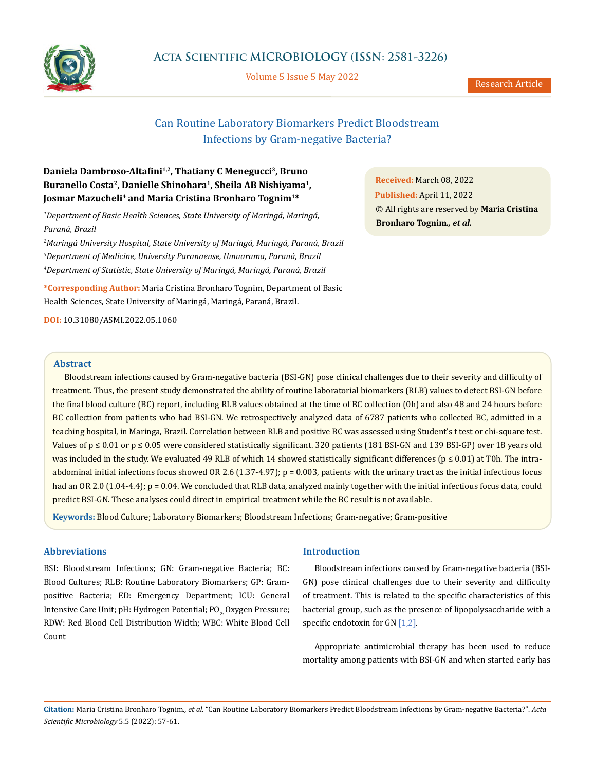# Can Routine Laboratory Biomarkers Predict Bloodstream Infections by Gram-negative Bacteria?

**Daniela Dambroso-Altafini[1,2], Thatiany C Menegucci[3], Bruno Buranello Costa[2], Danielle Shinohara[1], Sheila AB Nishiyama[1], Josmar Mazucheli[4] and Maria Cristina Bronharo Tognim[1]***

*[1]Department of Basic Health Sciences, State University of Maringá, Maringá, Paraná, Brazil*

*[2]Maringá University Hospital, State University of Maringá, Maringá, Paraná, Brazil*

*[3]Department of Medicine, University Paranaense, Umuarama, Paraná, Brazil*

*[4]Department of Statistic, State University of Maringá, Maringá, Paraná, Brazil*

**\*Corresponding Author:** Maria Cristina Bronharo Tognim, Department of Basic Health Sciences, State University of Maringá, Maringá, Paraná, Brazil.

**DOI:** 10.31080/ASMI.2022.05.1060

**Received:** March 08, 2022
**Published:** April 11, 2022
© All rights are reserved by **Maria Cristina Bronharo Tognim., *et al.***

## Abstract

Bloodstream infections caused by Gram-negative bacteria (BSI-GN) pose clinical challenges due to their severity and difficulty of treatment. Thus, the present study demonstrated the ability of routine laboratorial biomarkers (RLB) values to detect BSI-GN before the final blood culture (BC) report, including RLB values obtained at the time of BC collection (0h) and also 48 and 24 hours before BC collection from patients who had BSI-GN. We retrospectively analyzed data of 6787 patients who collected BC, admitted in a teaching hospital, in Maringa, Brazil. Correlation between RLB and positive BC was assessed using Student's t test or chi-square test. Values of $p \leq 0.01$ or $p \leq 0.05$ were considered statistically significant. 320 patients (181 BSI-GN and 139 BSI-GP) over 18 years old was included in the study. We evaluated 49 RLB of which 14 showed statistically significant differences ($p \leq 0.01$) at T0h. The intra-abdominal initial infections focus showed OR 2.6 (1.37-4.97); p = 0.003, patients with the urinary tract as the initial infectious focus had an OR 2.0 (1.04-4.4); p = 0.04. We concluded that RLB data, analyzed mainly together with the initial infectious focus data, could predict BSI-GN. These analyses could direct in empirical treatment while the BC result is not available.

**Keywords:** Blood Culture; Laboratory Biomarkers; Bloodstream Infections; Gram-negative; Gram-positive

## Abbreviations

BSI: Bloodstream Infections; GN: Gram-negative Bacteria; BC: Blood Cultures; RLB: Routine Laboratory Biomarkers; GP: Gram-positive Bacteria; ED: Emergency Department; ICU: General Intensive Care Unit; pH: Hydrogen Potential; $PO_2$: Oxygen Pressure; RDW: Red Blood Cell Distribution Width; WBC: White Blood Cell Count

## Introduction

Bloodstream infections caused by Gram-negative bacteria (BSI-GN) pose clinical challenges due to their severity and difficulty of treatment. This is related to the specific characteristics of this bacterial group, such as the presence of lipopolysaccharide with a specific endotoxin for GN [1,2].

Appropriate antimicrobial therapy has been used to reduce mortality among patients with BSI-GN and when started early has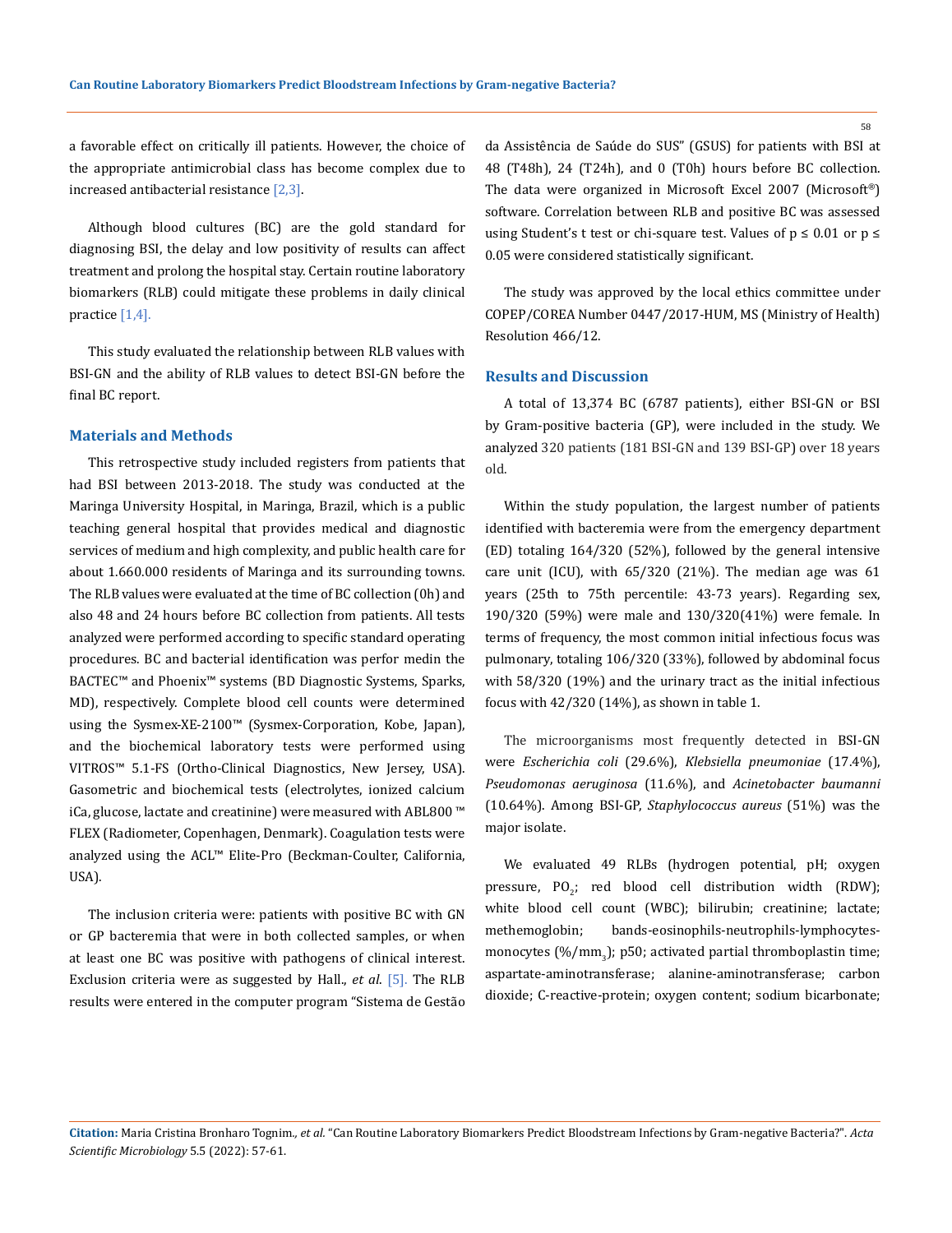a favorable effect on critically ill patients. However, the choice of the appropriate antimicrobial class has become complex due to increased antibacterial resistance [2,3].

Although blood cultures (BC) are the gold standard for diagnosing BSI, the delay and low positivity of results can affect treatment and prolong the hospital stay. Certain routine laboratory biomarkers (RLB) could mitigate these problems in daily clinical practice [1,4].

This study evaluated the relationship between RLB values with BSI-GN and the ability of RLB values to detect BSI-GN before the final BC report.

## Materials and Methods

This retrospective study included registers from patients that had BSI between 2013-2018. The study was conducted at the Maringa University Hospital, in Maringa, Brazil, which is a public teaching general hospital that provides medical and diagnostic services of medium and high complexity, and public health care for about 1.660.000 residents of Maringa and its surrounding towns. The RLB values were evaluated at the time of BC collection (0h) and also 48 and 24 hours before BC collection from patients. All tests analyzed were performed according to specific standard operating procedures. BC and bacterial identification was perfor medin the BACTEC™ and Phoenix™ systems (BD Diagnostic Systems, Sparks, MD), respectively. Complete blood cell counts were determined using the Sysmex-XE-2100™ (Sysmex-Corporation, Kobe, Japan), and the biochemical laboratory tests were performed using VITROS™ 5.1-FS (Ortho-Clinical Diagnostics, New Jersey, USA). Gasometric and biochemical tests (electrolytes, ionized calcium iCa, glucose, lactate and creatinine) were measured with ABL800 ™ FLEX (Radiometer, Copenhagen, Denmark). Coagulation tests were analyzed using the ACL™ Elite-Pro (Beckman-Coulter, California, USA).

The inclusion criteria were: patients with positive BC with GN or GP bacteremia that were in both collected samples, or when at least one BC was positive with pathogens of clinical interest. Exclusion criteria were as suggested by Hall., *et al.* [5]. The RLB results were entered in the computer program "Sistema de Gestão da Assistência de Saúde do SUS" (GSUS) for patients with BSI at 48 (T48h), 24 (T24h), and 0 (T0h) hours before BC collection. The data were organized in Microsoft Excel 2007 (Microsoft®) software. Correlation between RLB and positive BC was assessed using Student's t test or chi-square test. Values of $p \leq 0.01$ or $p \leq 0.05$ were considered statistically significant.

The study was approved by the local ethics committee under COPEP/COREA Number 0447/2017-HUM, MS (Ministry of Health) Resolution 466/12.

## Results and Discussion

A total of 13,374 BC (6787 patients), either BSI-GN or BSI by Gram-positive bacteria (GP), were included in the study. We analyzed 320 patients (181 BSI-GN and 139 BSI-GP) over 18 years old.

Within the study population, the largest number of patients identified with bacteremia were from the emergency department (ED) totaling 164/320 (52%), followed by the general intensive care unit (ICU), with 65/320 (21%). The median age was 61 years (25th to 75th percentile: 43-73 years). Regarding sex, 190/320 (59%) were male and 130/320(41%) were female. In terms of frequency, the most common initial infectious focus was pulmonary, totaling 106/320 (33%), followed by abdominal focus with 58/320 (19%) and the urinary tract as the initial infectious focus with 42/320 (14%), as shown in table 1.

The microorganisms most frequently detected in BSI-GN were *Escherichia coli* (29.6%), *Klebsiella pneumoniae* (17.4%), *Pseudomonas aeruginosa* (11.6%), and *Acinetobacter baumanni* (10.64%). Among BSI-GP, *Staphylococcus aureus* (51%) was the major isolate.

We evaluated 49 RLBs (hydrogen potential, pH; oxygen pressure, $PO_2$; red blood cell distribution width (RDW); white blood cell count (WBC); bilirubin; creatinine; lactate; methemoglobin; bands-eosinophils-neutrophils-lymphocytes-monocytes (%/$mm_3$); p50; activated partial thromboplastin time; aspartate-aminotransferase; alanine-aminotransferase; carbon dioxide; C-reactive-protein; oxygen content; sodium bicarbonate;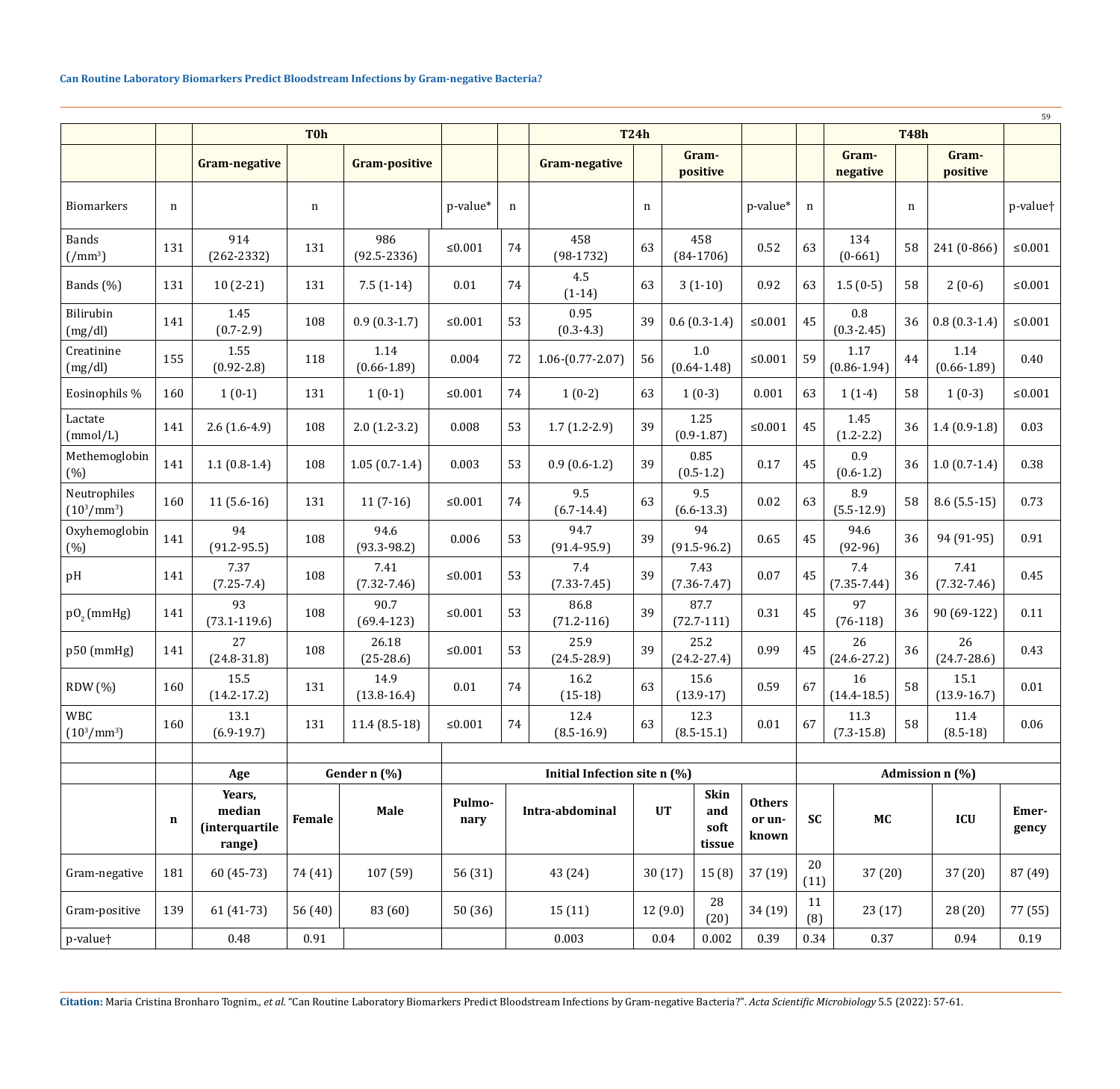| | | T0h | | | | | T24h | | | | | T48h | | | |
|---|---|---|---|---|---|---|---|---|---|---|---|---|---|---|---|
| | | Gram-negative | | Gram-positive | | | Gram-negative | | Gram-positive | | | Gram-negative | | Gram-positive | |
| Biomarkers | n | | n | | p-value* | n | | n | | p-value* | n | | n | | p-value† |
| Bands (/mm$^3$) | 131 | 914 (262-2332) | 131 | 986 (92.5-2336) | ≤0.001 | 74 | 458 (98-1732) | 63 | 458 (84-1706) | 0.52 | 63 | 134 (0-661) | 58 | 241 (0-866) | ≤0.001 |
| Bands (%) | 131 | 10 (2-21) | 131 | 7.5 (1-14) | 0.01 | 74 | 4.5 (1-14) | 63 | 3 (1-10) | 0.92 | 63 | 1.5 (0-5) | 58 | 2 (0-6) | ≤0.001 |
| Bilirubin (mg/dl) | 141 | 1.45 (0.7-2.9) | 108 | 0.9 (0.3-1.7) | ≤0.001 | 53 | 0.95 (0.3-4.3) | 39 | 0.6 (0.3-1.4) | ≤0.001 | 45 | 0.8 (0.3-2.45) | 36 | 0.8 (0.3-1.4) | ≤0.001 |
| Creatinine (mg/dl) | 155 | 1.55 (0.92-2.8) | 118 | 1.14 (0.66-1.89) | 0.004 | 72 | 1.06-(0.77-2.07) | 56 | 1.0 (0.64-1.48) | ≤0.001 | 59 | 1.17 (0.86-1.94) | 44 | 1.14 (0.66-1.89) | 0.40 |
| Eosinophils % | 160 | 1 (0-1) | 131 | 1 (0-1) | ≤0.001 | 74 | 1 (0-2) | 63 | 1 (0-3) | 0.001 | 63 | 1 (1-4) | 58 | 1 (0-3) | ≤0.001 |
| Lactate (mmol/L) | 141 | 2.6 (1.6-4.9) | 108 | 2.0 (1.2-3.2) | 0.008 | 53 | 1.7 (1.2-2.9) | 39 | 1.25 (0.9-1.87) | ≤0.001 | 45 | 1.45 (1.2-2.2) | 36 | 1.4 (0.9-1.8) | 0.03 |
| Methemoglobin (%) | 141 | 1.1 (0.8-1.4) | 108 | 1.05 (0.7-1.4) | 0.003 | 53 | 0.9 (0.6-1.2) | 39 | 0.85 (0.5-1.2) | 0.17 | 45 | 0.9 (0.6-1.2) | 36 | 1.0 (0.7-1.4) | 0.38 |
| Neutrophiles (10$^3$/mm$^3$) | 160 | 11 (5.6-16) | 131 | 11 (7-16) | ≤0.001 | 74 | 9.5 (6.7-14.4) | 63 | 9.5 (6.6-13.3) | 0.02 | 63 | 8.9 (5.5-12.9) | 58 | 8.6 (5.5-15) | 0.73 |
| Oxyhemoglobin (%) | 141 | 94 (91.2-95.5) | 108 | 94.6 (93.3-98.2) | 0.006 | 53 | 94.7 (91.4-95.9) | 39 | 94 (91.5-96.2) | 0.65 | 45 | 94.6 (92-96) | 36 | 94 (91-95) | 0.91 |
| pH | 141 | 7.37 (7.25-7.4) | 108 | 7.41 (7.32-7.46) | ≤0.001 | 53 | 7.4 (7.33-7.45) | 39 | 7.43 (7.36-7.47) | 0.07 | 45 | 7.4 (7.35-7.44) | 36 | 7.41 (7.32-7.46) | 0.45 |
| $pO_2$ (mmHg) | 141 | 93 (73.1-119.6) | 108 | 90.7 (69.4-123) | ≤0.001 | 53 | 86.8 (71.2-116) | 39 | 87.7 (72.7-111) | 0.31 | 45 | 97 (76-118) | 36 | 90 (69-122) | 0.11 |
| p50 (mmHg) | 141 | 27 (24.8-31.8) | 108 | 26.18 (25-28.6) | ≤0.001 | 53 | 25.9 (24.5-28.9) | 39 | 25.2 (24.2-27.4) | 0.99 | 45 | 26 (24.6-27.2) | 36 | 26 (24.7-28.6) | 0.43 |
| RDW (%) | 160 | 15.5 (14.2-17.2) | 131 | 14.9 (13.8-16.4) | 0.01 | 74 | 16.2 (15-18) | 63 | 15.6 (13.9-17) | 0.59 | 67 | 16 (14.4-18.5) | 58 | 15.1 (13.9-16.7) | 0.01 |
| WBC (10$^3$/mm$^3$) | 160 | 13.1 (6.9-19.7) | 131 | 11.4 (8.5-18) | ≤0.001 | 74 | 12.4 (8.5-16.9) | 63 | 12.3 (8.5-15.1) | 0.01 | 67 | 11.3 (7.3-15.8) | 58 | 11.4 (8.5-18) | 0.06 |

| | | Age | Gender n (%) | | Initial Infection site n (%) | | | | | Admission n (%) | | | |
|---|---|---|---|---|---|---|---|---|---|---|---|---|---|
| | n | Years, median (interquartile range) | Female | Male | Pulmonary | Intra-abdominal | UT | Skin and soft tissue | Others or unknown | SC | MC | ICU | Emergency |
| Gram-negative | 181 | 60 (45-73) | 74 (41) | 107 (59) | 56 (31) | 43 (24) | 30 (17) | 15 (8) | 37 (19) | 20 (11) | 37 (20) | 37 (20) | 87 (49) |
| Gram-positive | 139 | 61 (41-73) | 56 (40) | 83 (60) | 50 (36) | 15 (11) | 12 (9.0) | 28 (20) | 34 (19) | 11 (8) | 23 (17) | 28 (20) | 77 (55) |
| p-value† | | 0.48 | 0.91 | | | 0.003 | 0.04 | 0.002 | 0.39 | 0.34 | 0.37 | 0.94 | 0.19 |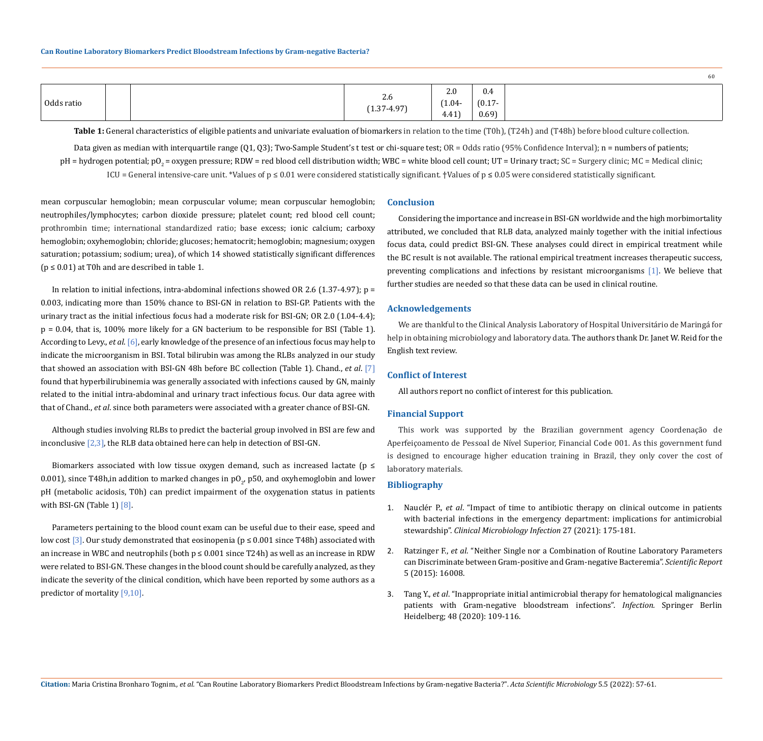| Odds ratio | | | 2.6 (1.37-4.97) | 2.0 (1.04-4.41) | 0.4 (0.17-0.69) | |
|---|---|---|---|---|---|---|

**Table 1:** General characteristics of eligible patients and univariate evaluation of biomarkers in relation to the time (T0h), (T24h) and (T48h) before blood culture collection.

Data given as median with interquartile range (Q1, Q3); Two-Sample Student's t test or chi-square test; OR = Odds ratio (95% Confidence Interval); n = numbers of patients; pH = hydrogen potential; $pO_2$ = oxygen pressure; RDW = red blood cell distribution width; WBC = white blood cell count; UT = Urinary tract; SC = Surgery clinic; MC = Medical clinic; ICU = General intensive-care unit. *Values of $p \leq 0.01$ were considered statistically significant. †Values of $p \leq 0.05$ were considered statistically significant.

mean corpuscular hemoglobin; mean corpuscular volume; mean corpuscular hemoglobin; neutrophiles/lymphocytes; carbon dioxide pressure; platelet count; red blood cell count; prothrombin time; international standardized ratio; base excess; ionic calcium; carboxy hemoglobin; oxyhemoglobin; chloride; glucoses; hematocrit; hemoglobin; magnesium; oxygen saturation; potassium; sodium; urea), of which 14 showed statistically significant differences ($p \leq 0.01$) at T0h and are described in table 1.

In relation to initial infections, intra-abdominal infections showed OR 2.6 (1.37-4.97); p = 0.003, indicating more than 150% chance to BSI-GN in relation to BSI-GP. Patients with the urinary tract as the initial infectious focus had a moderate risk for BSI-GN; OR 2.0 (1.04-4.4); p = 0.04, that is, 100% more likely for a GN bacterium to be responsible for BSI (Table 1). According to Levy., *et al*. [6], early knowledge of the presence of an infectious focus may help to indicate the microorganism in BSI. Total bilirubin was among the RLBs analyzed in our study that showed an association with BSI-GN 48h before BC collection (Table 1). Chand., *et al*. [7] found that hyperbilirubinemia was generally associated with infections caused by GN, mainly related to the initial intra-abdominal and urinary tract infectious focus. Our data agree with that of Chand., *et al*. since both parameters were associated with a greater chance of BSI-GN.

Although studies involving RLBs to predict the bacterial group involved in BSI are few and inconclusive [2,3], the RLB data obtained here can help in detection of BSI-GN.

Biomarkers associated with low tissue oxygen demand, such as increased lactate ($p \leq 0.001$), since T48h,in addition to marked changes in $pO_2$, p50, and oxyhemoglobin and lower pH (metabolic acidosis, T0h) can predict impairment of the oxygenation status in patients with BSI-GN (Table 1) [8].

Parameters pertaining to the blood count exam can be useful due to their ease, speed and low cost [3]. Our study demonstrated that eosinopenia ($p \leq 0.001$ since T48h) associated with an increase in WBC and neutrophils (both $p \leq 0.001$ since T24h) as well as an increase in RDW were related to BSI-GN. These changes in the blood count should be carefully analyzed, as they indicate the severity of the clinical condition, which have been reported by some authors as a predictor of mortality [9,10].

## Conclusion

Considering the importance and increase in BSI-GN worldwide and the high morbimortality attributed, we concluded that RLB data, analyzed mainly together with the initial infectious focus data, could predict BSI-GN. These analyses could direct in empirical treatment while the BC result is not available. The rational empirical treatment increases therapeutic success, preventing complications and infections by resistant microorganisms [1]. We believe that further studies are needed so that these data can be used in clinical routine.

## Acknowledgements

We are thankful to the Clinical Analysis Laboratory of Hospital Universitário de Maringá for help in obtaining microbiology and laboratory data. The authors thank Dr. Janet W. Reid for the English text review.

## Conflict of Interest

All authors report no conflict of interest for this publication.

## Financial Support

This work was supported by the Brazilian government agency Coordenação de Aperfeiçoamento de Pessoal de Nível Superior, Financial Code 001. As this government fund is designed to encourage higher education training in Brazil, they only cover the cost of laboratory materials.

## Bibliography

1. Nauclér P., *et al*. "Impact of time to antibiotic therapy on clinical outcome in patients with bacterial infections in the emergency department: implications for antimicrobial stewardship". *Clinical Microbiology Infection* 27 (2021): 175-181.
2. Ratzinger F., *et al*. "Neither Single nor a Combination of Routine Laboratory Parameters can Discriminate between Gram-positive and Gram-negative Bacteremia". *Scientific Report* 5 (2015): 16008.
3. Tang Y., *et al*. "Inappropriate initial antimicrobial therapy for hematological malignancies patients with Gram-negative bloodstream infections". *Infection.* Springer Berlin Heidelberg; 48 (2020): 109-116.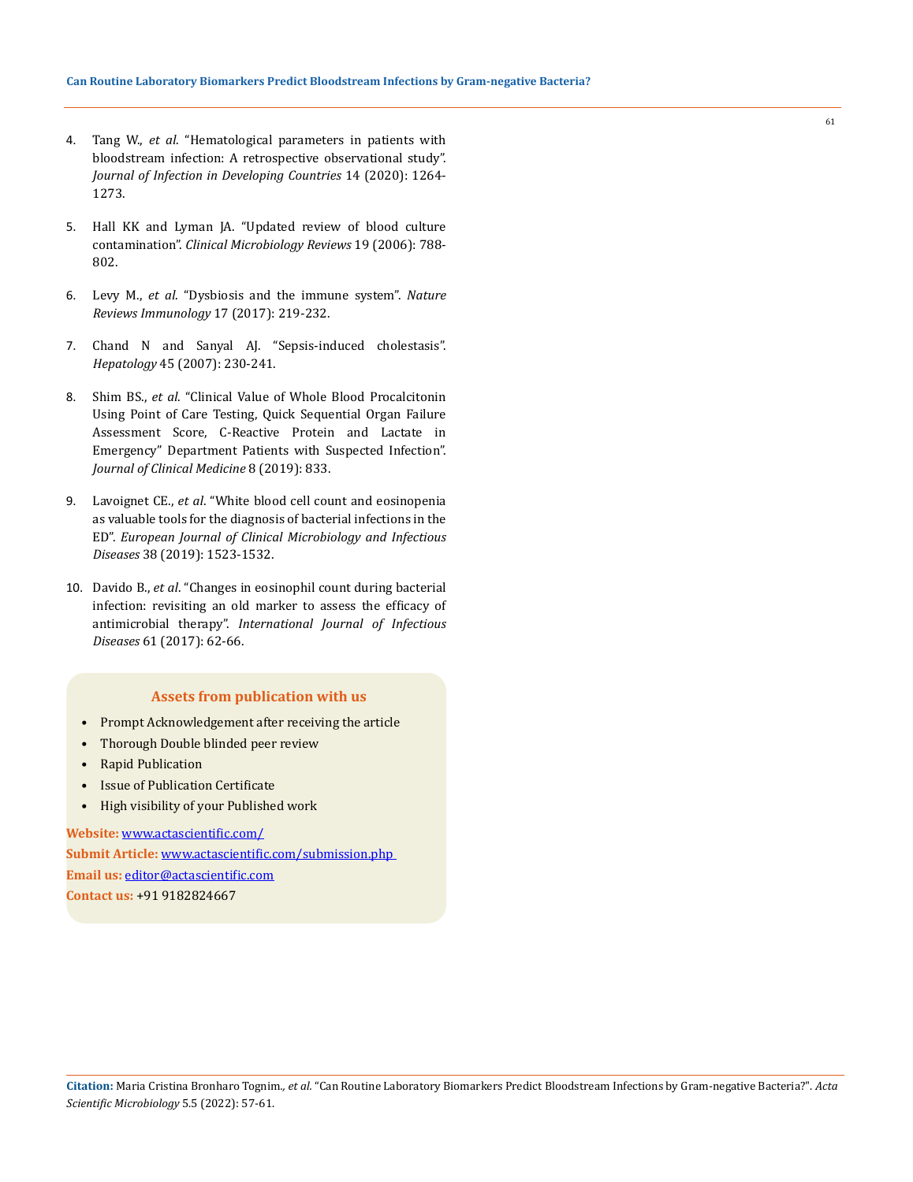4. Tang W., *et al*. "Hematological parameters in patients with bloodstream infection: A retrospective observational study". *Journal of Infection in Developing Countries* 14 (2020): 1264-1273.

5. Hall KK and Lyman JA. "Updated review of blood culture contamination". *Clinical Microbiology Reviews* 19 (2006): 788-802.

6. Levy M., *et al*. "Dysbiosis and the immune system". *Nature Reviews Immunology* 17 (2017): 219-232.

7. Chand N and Sanyal AJ. "Sepsis-induced cholestasis". *Hepatology* 45 (2007): 230-241.

8. Shim BS., *et al*. "Clinical Value of Whole Blood Procalcitonin Using Point of Care Testing, Quick Sequential Organ Failure Assessment Score, C-Reactive Protein and Lactate in Emergency" Department Patients with Suspected Infection". *Journal of Clinical Medicine* 8 (2019): 833.

9. Lavoignet CE., *et al*. "White blood cell count and eosinopenia as valuable tools for the diagnosis of bacterial infections in the ED". *European Journal of Clinical Microbiology and Infectious Diseases* 38 (2019): 1523-1532.

10. Davido B., *et al*. "Changes in eosinophil count during bacterial infection: revisiting an old marker to assess the efficacy of antimicrobial therapy". *International Journal of Infectious Diseases* 61 (2017): 62-66.

**Assets from publication with us**

- Prompt Acknowledgement after receiving the article
- Thorough Double blinded peer review
- Rapid Publication
- Issue of Publication Certificate
- High visibility of your Published work

**Website:** www.actascientific.com/
**Submit Article:** www.actascientific.com/submission.php
**Email us:** editor@actascientific.com
**Contact us:** +91 9182824667